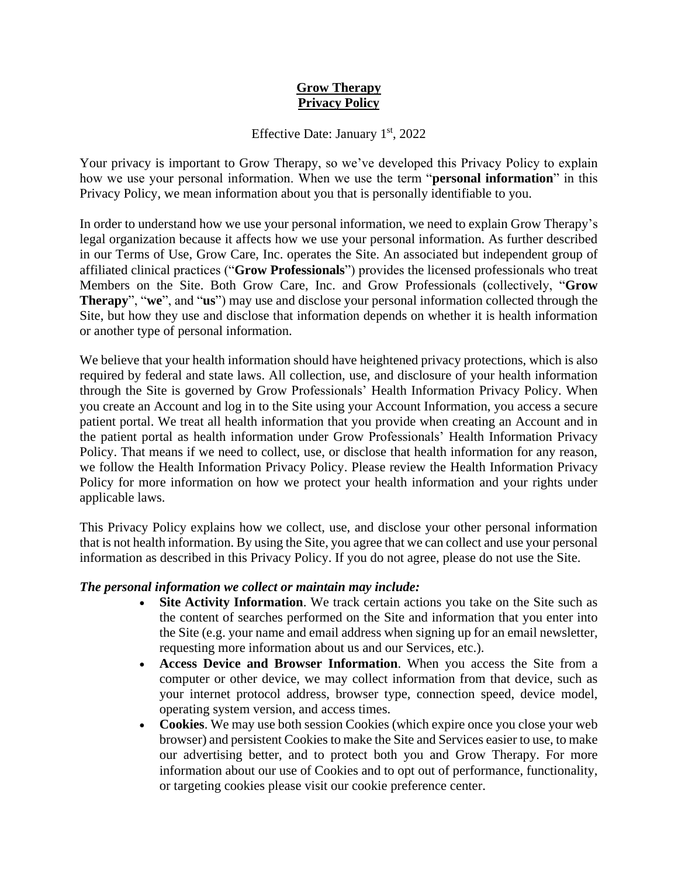# Grow Therapy
# Privacy Policy

Effective Date: January 1st, 2022

Your privacy is important to Grow Therapy, so we've developed this Privacy Policy to explain how we use your personal information. When we use the term "**personal information**" in this Privacy Policy, we mean information about you that is personally identifiable to you.

In order to understand how we use your personal information, we need to explain Grow Therapy's legal organization because it affects how we use your personal information. As further described in our Terms of Use, Grow Care, Inc. operates the Site. An associated but independent group of affiliated clinical practices ("**Grow Professionals**") provides the licensed professionals who treat Members on the Site. Both Grow Care, Inc. and Grow Professionals (collectively, "**Grow Therapy**", "**we**", and "**us**") may use and disclose your personal information collected through the Site, but how they use and disclose that information depends on whether it is health information or another type of personal information.

We believe that your health information should have heightened privacy protections, which is also required by federal and state laws. All collection, use, and disclosure of your health information through the Site is governed by Grow Professionals' Health Information Privacy Policy. When you create an Account and log in to the Site using your Account Information, you access a secure patient portal. We treat all health information that you provide when creating an Account and in the patient portal as health information under Grow Professionals' Health Information Privacy Policy. That means if we need to collect, use, or disclose that health information for any reason, we follow the Health Information Privacy Policy. Please review the Health Information Privacy Policy for more information on how we protect your health information and your rights under applicable laws.

This Privacy Policy explains how we collect, use, and disclose your other personal information that is not health information. By using the Site, you agree that we can collect and use your personal information as described in this Privacy Policy. If you do not agree, please do not use the Site.

***The personal information we collect or maintain may include:***

- **Site Activity Information**. We track certain actions you take on the Site such as the content of searches performed on the Site and information that you enter into the Site (e.g. your name and email address when signing up for an email newsletter, requesting more information about us and our Services, etc.).
- **Access Device and Browser Information**. When you access the Site from a computer or other device, we may collect information from that device, such as your internet protocol address, browser type, connection speed, device model, operating system version, and access times.
- **Cookies**. We may use both session Cookies (which expire once you close your web browser) and persistent Cookies to make the Site and Services easier to use, to make our advertising better, and to protect both you and Grow Therapy. For more information about our use of Cookies and to opt out of performance, functionality, or targeting cookies please visit our cookie preference center.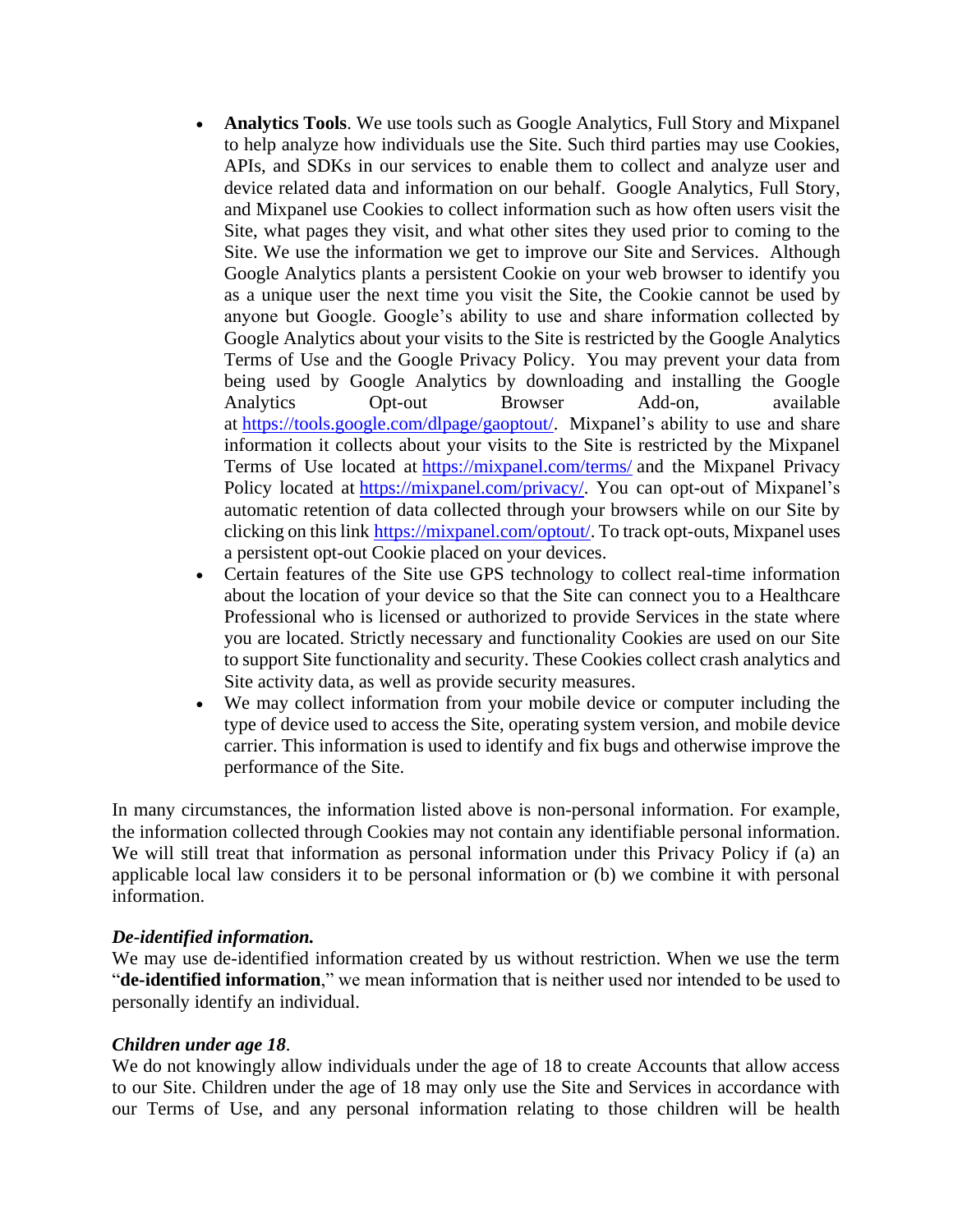- **Analytics Tools**. We use tools such as Google Analytics, Full Story and Mixpanel to help analyze how individuals use the Site. Such third parties may use Cookies, APIs, and SDKs in our services to enable them to collect and analyze user and device related data and information on our behalf. Google Analytics, Full Story, and Mixpanel use Cookies to collect information such as how often users visit the Site, what pages they visit, and what other sites they used prior to coming to the Site. We use the information we get to improve our Site and Services. Although Google Analytics plants a persistent Cookie on your web browser to identify you as a unique user the next time you visit the Site, the Cookie cannot be used by anyone but Google. Google's ability to use and share information collected by Google Analytics about your visits to the Site is restricted by the Google Analytics Terms of Use and the Google Privacy Policy. You may prevent your data from being used by Google Analytics by downloading and installing the Google Analytics Opt-out Browser Add-on, available at [https://tools.google.com/dlpage/gaoptout/](https://tools.google.com/dlpage/gaoptout/). Mixpanel's ability to use and share information it collects about your visits to the Site is restricted by the Mixpanel Terms of Use located at [https://mixpanel.com/terms/](https://mixpanel.com/terms/) and the Mixpanel Privacy Policy located at [https://mixpanel.com/privacy/](https://mixpanel.com/privacy/). You can opt-out of Mixpanel's automatic retention of data collected through your browsers while on our Site by clicking on this link [https://mixpanel.com/optout/](https://mixpanel.com/optout/). To track opt-outs, Mixpanel uses a persistent opt-out Cookie placed on your devices.
- Certain features of the Site use GPS technology to collect real-time information about the location of your device so that the Site can connect you to a Healthcare Professional who is licensed or authorized to provide Services in the state where you are located. Strictly necessary and functionality Cookies are used on our Site to support Site functionality and security. These Cookies collect crash analytics and Site activity data, as well as provide security measures.
- We may collect information from your mobile device or computer including the type of device used to access the Site, operating system version, and mobile device carrier. This information is used to identify and fix bugs and otherwise improve the performance of the Site.

In many circumstances, the information listed above is non-personal information. For example, the information collected through Cookies may not contain any identifiable personal information. We will still treat that information as personal information under this Privacy Policy if (a) an applicable local law considers it to be personal information or (b) we combine it with personal information.

***De-identified information.***
We may use de-identified information created by us without restriction. When we use the term "**de-identified information**," we mean information that is neither used nor intended to be used to personally identify an individual.

***Children under age 18***.
We do not knowingly allow individuals under the age of 18 to create Accounts that allow access to our Site. Children under the age of 18 may only use the Site and Services in accordance with our Terms of Use, and any personal information relating to those children will be health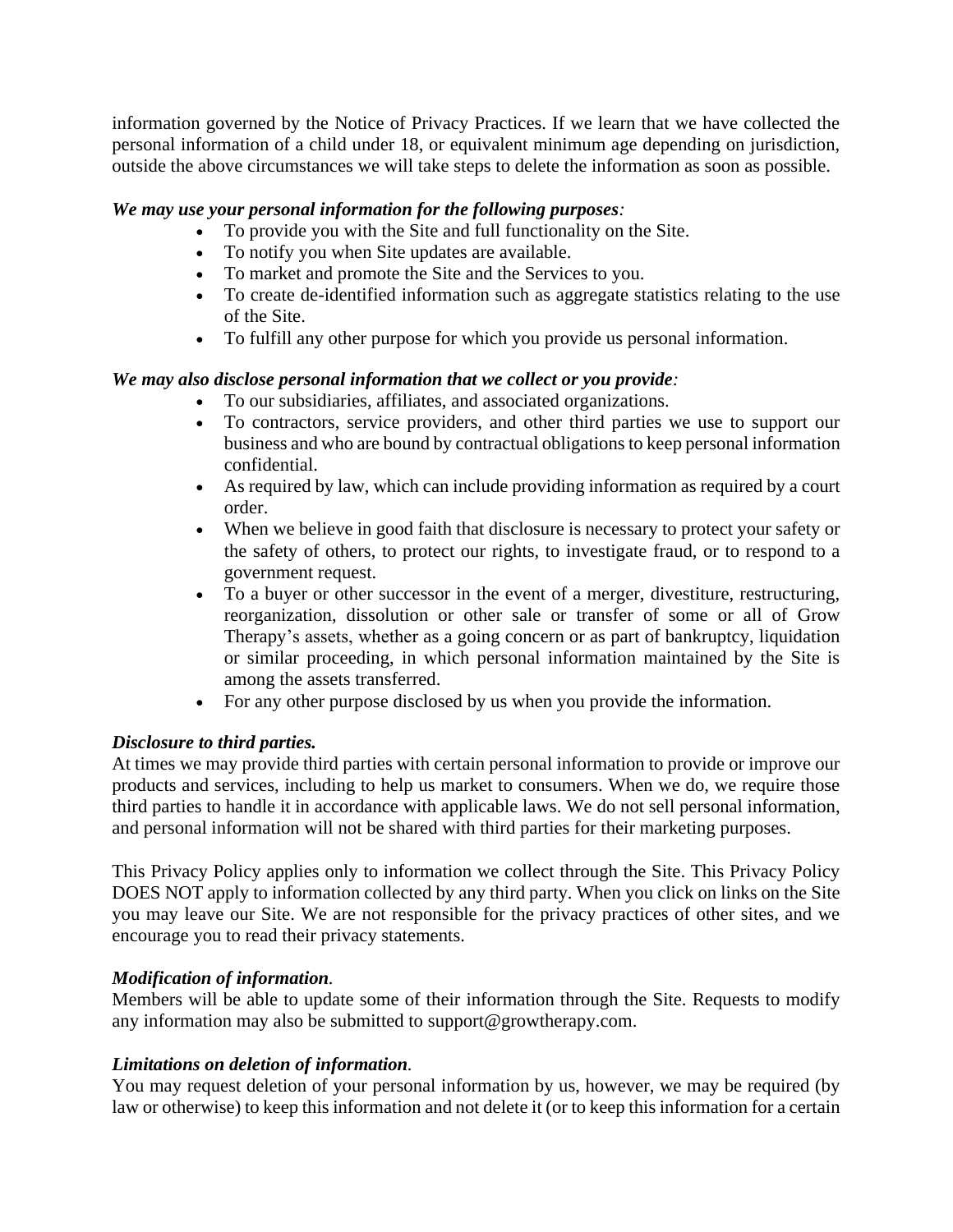information governed by the Notice of Privacy Practices. If we learn that we have collected the personal information of a child under 18, or equivalent minimum age depending on jurisdiction, outside the above circumstances we will take steps to delete the information as soon as possible.

***We may use your personal information for the following purposes:***

- To provide you with the Site and full functionality on the Site.
- To notify you when Site updates are available.
- To market and promote the Site and the Services to you.
- To create de-identified information such as aggregate statistics relating to the use of the Site.
- To fulfill any other purpose for which you provide us personal information.

***We may also disclose personal information that we collect or you provide:***

- To our subsidiaries, affiliates, and associated organizations.
- To contractors, service providers, and other third parties we use to support our business and who are bound by contractual obligations to keep personal information confidential.
- As required by law, which can include providing information as required by a court order.
- When we believe in good faith that disclosure is necessary to protect your safety or the safety of others, to protect our rights, to investigate fraud, or to respond to a government request.
- To a buyer or other successor in the event of a merger, divestiture, restructuring, reorganization, dissolution or other sale or transfer of some or all of Grow Therapy's assets, whether as a going concern or as part of bankruptcy, liquidation or similar proceeding, in which personal information maintained by the Site is among the assets transferred.
- For any other purpose disclosed by us when you provide the information.

***Disclosure to third parties.***

At times we may provide third parties with certain personal information to provide or improve our products and services, including to help us market to consumers. When we do, we require those third parties to handle it in accordance with applicable laws. We do not sell personal information, and personal information will not be shared with third parties for their marketing purposes.

This Privacy Policy applies only to information we collect through the Site. This Privacy Policy DOES NOT apply to information collected by any third party. When you click on links on the Site you may leave our Site. We are not responsible for the privacy practices of other sites, and we encourage you to read their privacy statements.

***Modification of information.***

Members will be able to update some of their information through the Site. Requests to modify any information may also be submitted to support@growtherapy.com.

***Limitations on deletion of information.***

You may request deletion of your personal information by us, however, we may be required (by law or otherwise) to keep this information and not delete it (or to keep this information for a certain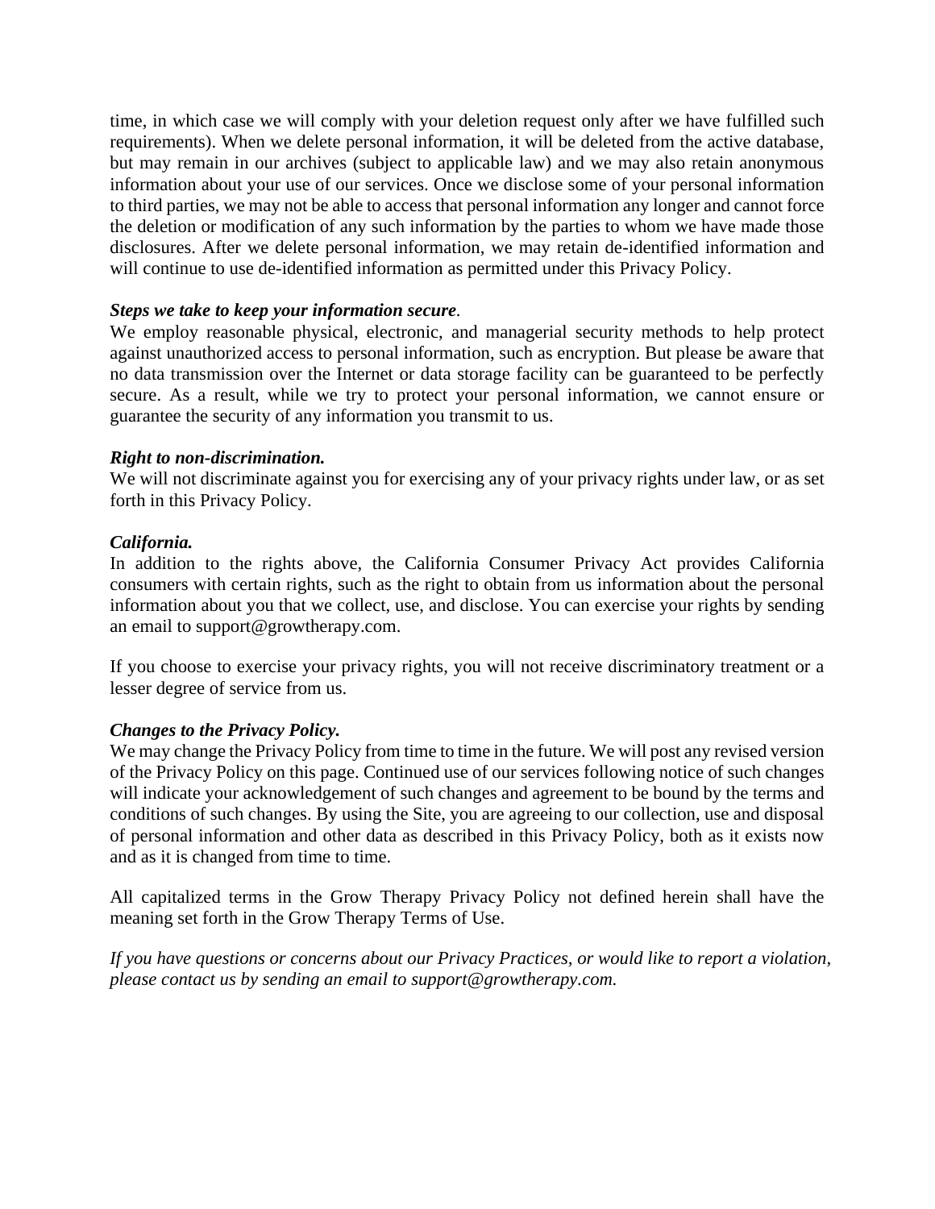time, in which case we will comply with your deletion request only after we have fulfilled such requirements). When we delete personal information, it will be deleted from the active database, but may remain in our archives (subject to applicable law) and we may also retain anonymous information about your use of our services. Once we disclose some of your personal information to third parties, we may not be able to access that personal information any longer and cannot force the deletion or modification of any such information by the parties to whom we have made those disclosures. After we delete personal information, we may retain de-identified information and will continue to use de-identified information as permitted under this Privacy Policy.

***Steps we take to keep your information secure***.
We employ reasonable physical, electronic, and managerial security methods to help protect against unauthorized access to personal information, such as encryption. But please be aware that no data transmission over the Internet or data storage facility can be guaranteed to be perfectly secure. As a result, while we try to protect your personal information, we cannot ensure or guarantee the security of any information you transmit to us.

***Right to non-discrimination.***
We will not discriminate against you for exercising any of your privacy rights under law, or as set forth in this Privacy Policy.

***California.***
In addition to the rights above, the California Consumer Privacy Act provides California consumers with certain rights, such as the right to obtain from us information about the personal information about you that we collect, use, and disclose. You can exercise your rights by sending an email to support@growtherapy.com.

If you choose to exercise your privacy rights, you will not receive discriminatory treatment or a lesser degree of service from us.

***Changes to the Privacy Policy.***
We may change the Privacy Policy from time to time in the future. We will post any revised version of the Privacy Policy on this page. Continued use of our services following notice of such changes will indicate your acknowledgement of such changes and agreement to be bound by the terms and conditions of such changes. By using the Site, you are agreeing to our collection, use and disposal of personal information and other data as described in this Privacy Policy, both as it exists now and as it is changed from time to time.

All capitalized terms in the Grow Therapy Privacy Policy not defined herein shall have the meaning set forth in the Grow Therapy Terms of Use.

*If you have questions or concerns about our Privacy Practices, or would like to report a violation, please contact us by sending an email to support@growtherapy.com.*